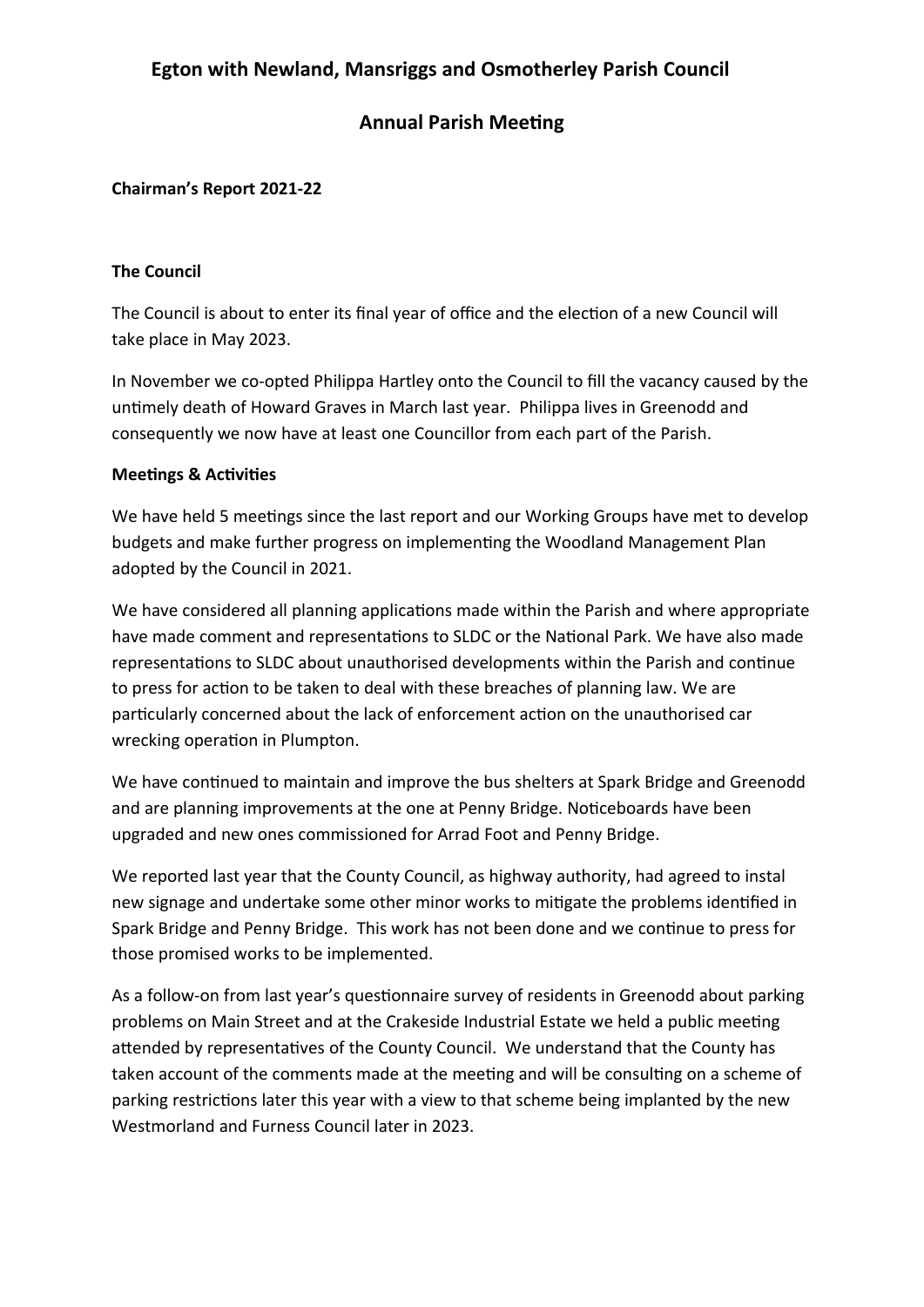# Egton with Newland, Mansriggs and Osmotherley Parish Council

## Annual Parish Meeting

**Chairman's Report 2021-22**

**The Council**

The Council is about to enter its final year of office and the election of a new Council will take place in May 2023.

In November we co-opted Philippa Hartley onto the Council to fill the vacancy caused by the untimely death of Howard Graves in March last year. Philippa lives in Greenodd and consequently we now have at least one Councillor from each part of the Parish.

**Meetings & Activities**

We have held 5 meetings since the last report and our Working Groups have met to develop budgets and make further progress on implementing the Woodland Management Plan adopted by the Council in 2021.

We have considered all planning applications made within the Parish and where appropriate have made comment and representations to SLDC or the National Park. We have also made representations to SLDC about unauthorised developments within the Parish and continue to press for action to be taken to deal with these breaches of planning law. We are particularly concerned about the lack of enforcement action on the unauthorised car wrecking operation in Plumpton.

We have continued to maintain and improve the bus shelters at Spark Bridge and Greenodd and are planning improvements at the one at Penny Bridge. Noticeboards have been upgraded and new ones commissioned for Arrad Foot and Penny Bridge.

We reported last year that the County Council, as highway authority, had agreed to instal new signage and undertake some other minor works to mitigate the problems identified in Spark Bridge and Penny Bridge. This work has not been done and we continue to press for those promised works to be implemented.

As a follow-on from last year's questionnaire survey of residents in Greenodd about parking problems on Main Street and at the Crakeside Industrial Estate we held a public meeting attended by representatives of the County Council. We understand that the County has taken account of the comments made at the meeting and will be consulting on a scheme of parking restrictions later this year with a view to that scheme being implanted by the new Westmorland and Furness Council later in 2023.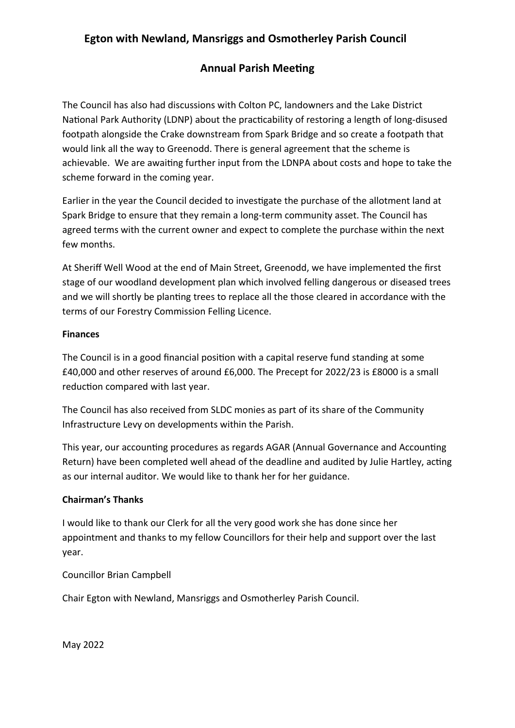# Egton with Newland, Mansriggs and Osmotherley Parish Council

## Annual Parish Meeting

The Council has also had discussions with Colton PC, landowners and the Lake District National Park Authority (LDNP) about the practicability of restoring a length of long-disused footpath alongside the Crake downstream from Spark Bridge and so create a footpath that would link all the way to Greenodd. There is general agreement that the scheme is achievable. We are awaiting further input from the LDNPA about costs and hope to take the scheme forward in the coming year.

Earlier in the year the Council decided to investigate the purchase of the allotment land at Spark Bridge to ensure that they remain a long-term community asset. The Council has agreed terms with the current owner and expect to complete the purchase within the next few months.

At Sheriff Well Wood at the end of Main Street, Greenodd, we have implemented the first stage of our woodland development plan which involved felling dangerous or diseased trees and we will shortly be planting trees to replace all the those cleared in accordance with the terms of our Forestry Commission Felling Licence.

**Finances**

The Council is in a good financial position with a capital reserve fund standing at some £40,000 and other reserves of around £6,000. The Precept for 2022/23 is £8000 is a small reduction compared with last year.

The Council has also received from SLDC monies as part of its share of the Community Infrastructure Levy on developments within the Parish.

This year, our accounting procedures as regards AGAR (Annual Governance and Accounting Return) have been completed well ahead of the deadline and audited by Julie Hartley, acting as our internal auditor. We would like to thank her for her guidance.

**Chairman's Thanks**

I would like to thank our Clerk for all the very good work she has done since her appointment and thanks to my fellow Councillors for their help and support over the last year.

Councillor Brian Campbell

Chair Egton with Newland, Mansriggs and Osmotherley Parish Council.

May 2022